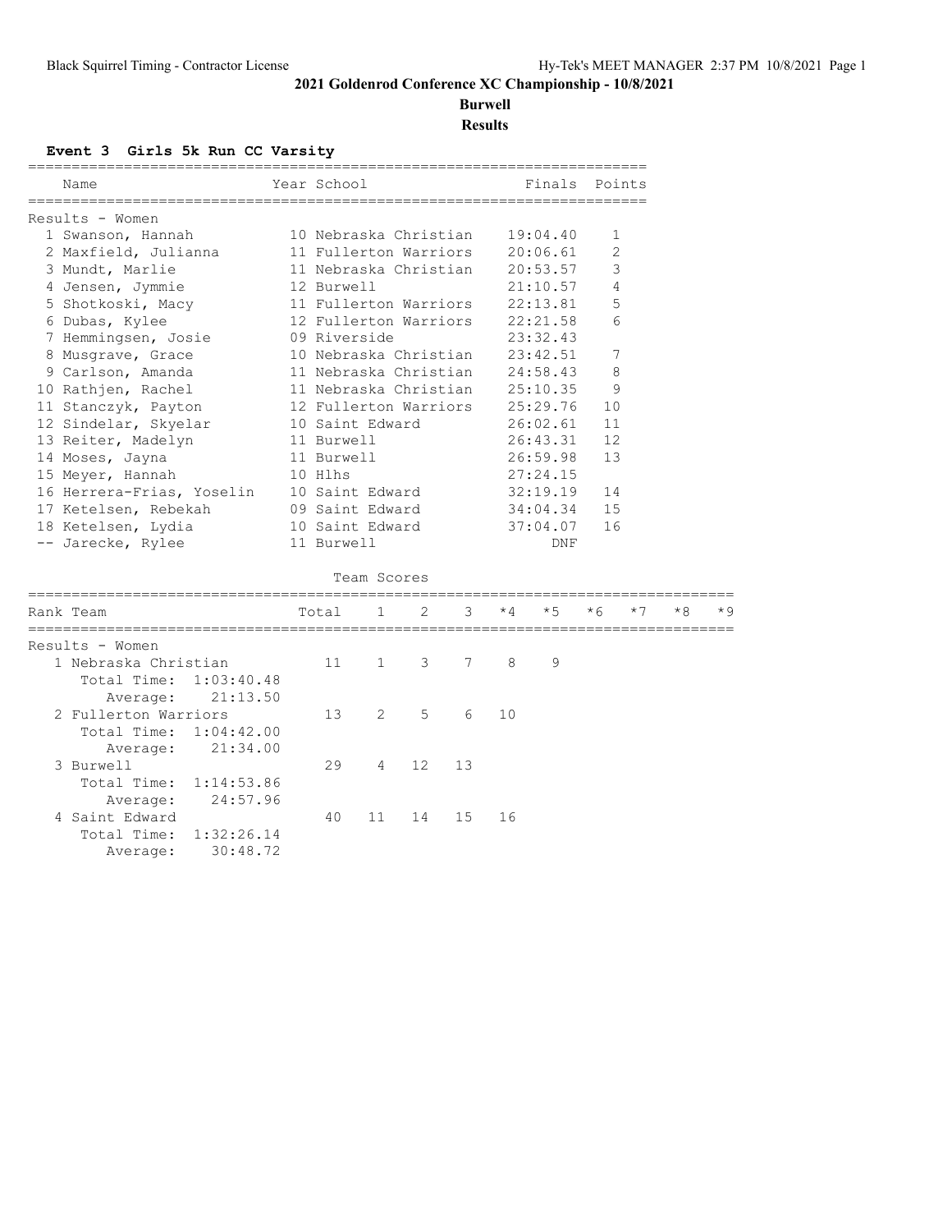# 2021 Goldenrod Conference XC Championship - 10/8/2021

**Burwell**

**Results**

### Event 3 Girls 5k Run CC Varsity

Results - Women

| | Name | Year | School | Finals | Points |
|---|---|---|---|---|---|
| 1 | Swanson, Hannah | 10 | Nebraska Christian | 19:04.40 | 1 |
| 2 | Maxfield, Julianna | 11 | Fullerton Warriors | 20:06.61 | 2 |
| 3 | Mundt, Marlie | 11 | Nebraska Christian | 20:53.57 | 3 |
| 4 | Jensen, Jymmie | 12 | Burwell | 21:10.57 | 4 |
| 5 | Shotkoski, Macy | 11 | Fullerton Warriors | 22:13.81 | 5 |
| 6 | Dubas, Kylee | 12 | Fullerton Warriors | 22:21.58 | 6 |
| 7 | Hemmingsen, Josie | 09 | Riverside | 23:32.43 | |
| 8 | Musgrave, Grace | 10 | Nebraska Christian | 23:42.51 | 7 |
| 9 | Carlson, Amanda | 11 | Nebraska Christian | 24:58.43 | 8 |
| 10 | Rathjen, Rachel | 11 | Nebraska Christian | 25:10.35 | 9 |
| 11 | Stanczyk, Payton | 12 | Fullerton Warriors | 25:29.76 | 10 |
| 12 | Sindelar, Skyelar | 10 | Saint Edward | 26:02.61 | 11 |
| 13 | Reiter, Madelyn | 11 | Burwell | 26:43.31 | 12 |
| 14 | Moses, Jayna | 11 | Burwell | 26:59.98 | 13 |
| 15 | Meyer, Hannah | 10 | Hlhs | 27:24.15 | |
| 16 | Herrera-Frias, Yoselin | 10 | Saint Edward | 32:19.19 | 14 |
| 17 | Ketelsen, Rebekah | 09 | Saint Edward | 34:04.34 | 15 |
| 18 | Ketelsen, Lydia | 10 | Saint Edward | 37:04.07 | 16 |
| -- | Jarecke, Rylee | 11 | Burwell | DNF | |

#### Team Scores

Results - Women

| Rank | Team | Total | 1 | 2 | 3 | *4 | *5 | *6 | *7 | *8 | *9 |
|---|---|---|---|---|---|---|---|---|---|---|---|
| 1 | Nebraska Christian | 11 | 1 | 3 | 7 | 8 | 9 | | | | |
| | Total Time: 1:03:40.48 | | | | | | | | | | |
| | Average: 21:13.50 | | | | | | | | | | |
| 2 | Fullerton Warriors | 13 | 2 | 5 | 6 | 10 | | | | | |
| | Total Time: 1:04:42.00 | | | | | | | | | | |
| | Average: 21:34.00 | | | | | | | | | | |
| 3 | Burwell | 29 | 4 | 12 | 13 | | | | | | |
| | Total Time: 1:14:53.86 | | | | | | | | | | |
| | Average: 24:57.96 | | | | | | | | | | |
| 4 | Saint Edward | 40 | 11 | 14 | 15 | 16 | | | | | |
| | Total Time: 1:32:26.14 | | | | | | | | | | |
| | Average: 30:48.72 | | | | | | | | | | |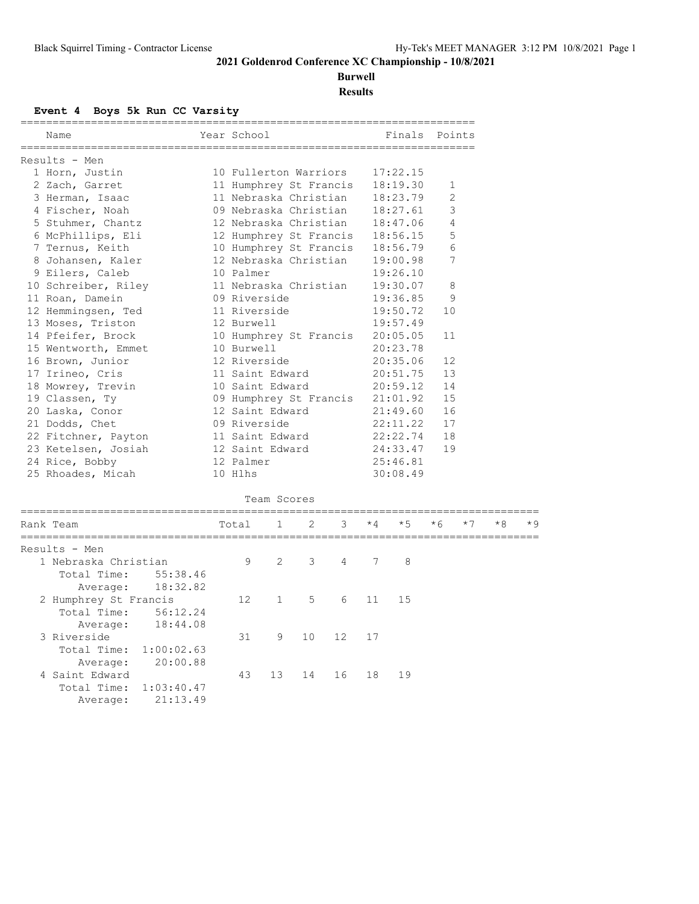# 2021 Goldenrod Conference XC Championship - 10/8/2021

**Burwell**

**Results**

### Event 4 Boys 5k Run CC Varsity

**Results - Men**

| Place | Name | Year | School | Finals | Points |
|---|---|---|---|---|---|
| 1 | Horn, Justin | 10 | Fullerton Warriors | 17:22.15 | |
| 2 | Zach, Garret | 11 | Humphrey St Francis | 18:19.30 | 1 |
| 3 | Herman, Isaac | 11 | Nebraska Christian | 18:23.79 | 2 |
| 4 | Fischer, Noah | 09 | Nebraska Christian | 18:27.61 | 3 |
| 5 | Stuhmer, Chantz | 12 | Nebraska Christian | 18:47.06 | 4 |
| 6 | McPhillips, Eli | 12 | Humphrey St Francis | 18:56.15 | 5 |
| 7 | Ternus, Keith | 10 | Humphrey St Francis | 18:56.79 | 6 |
| 8 | Johansen, Kaler | 12 | Nebraska Christian | 19:00.98 | 7 |
| 9 | Eilers, Caleb | 10 | Palmer | 19:26.10 | |
| 10 | Schreiber, Riley | 11 | Nebraska Christian | 19:30.07 | 8 |
| 11 | Roan, Damein | 09 | Riverside | 19:36.85 | 9 |
| 12 | Hemmingsen, Ted | 11 | Riverside | 19:50.72 | 10 |
| 13 | Moses, Triston | 12 | Burwell | 19:57.49 | |
| 14 | Pfeifer, Brock | 10 | Humphrey St Francis | 20:05.05 | 11 |
| 15 | Wentworth, Emmet | 10 | Burwell | 20:23.78 | |
| 16 | Brown, Junior | 12 | Riverside | 20:35.06 | 12 |
| 17 | Irineo, Cris | 11 | Saint Edward | 20:51.75 | 13 |
| 18 | Mowrey, Trevin | 10 | Saint Edward | 20:59.12 | 14 |
| 19 | Classen, Ty | 09 | Humphrey St Francis | 21:01.92 | 15 |
| 20 | Laska, Conor | 12 | Saint Edward | 21:49.60 | 16 |
| 21 | Dodds, Chet | 09 | Riverside | 22:11.22 | 17 |
| 22 | Fitchner, Payton | 11 | Saint Edward | 22:22.74 | 18 |
| 23 | Ketelsen, Josiah | 12 | Saint Edward | 24:33.47 | 19 |
| 24 | Rice, Bobby | 12 | Palmer | 25:46.81 | |
| 25 | Rhoades, Micah | 10 | Hlhs | 30:08.49 | |

**Team Scores**

**Results - Men**

| Rank | Team | Total | 1 | 2 | 3 | *4 | *5 | *6 | *7 | *8 | *9 |
|---|---|---|---|---|---|---|---|---|---|---|---|
| 1 | Nebraska Christian | 9 | 2 | 3 | 4 | 7 | 8 | | | | |
| | Total Time: 55:38.46 | | | | | | | | | | |
| | Average: 18:32.82 | | | | | | | | | | |
| 2 | Humphrey St Francis | 12 | 1 | 5 | 6 | 11 | 15 | | | | |
| | Total Time: 56:12.24 | | | | | | | | | | |
| | Average: 18:44.08 | | | | | | | | | | |
| 3 | Riverside | 31 | 9 | 10 | 12 | 17 | | | | | |
| | Total Time: 1:00:02.63 | | | | | | | | | | |
| | Average: 20:00.88 | | | | | | | | | | |
| 4 | Saint Edward | 43 | 13 | 14 | 16 | 18 | 19 | | | | |
| | Total Time: 1:03:40.47 | | | | | | | | | | |
| | Average: 21:13.49 | | | | | | | | | | |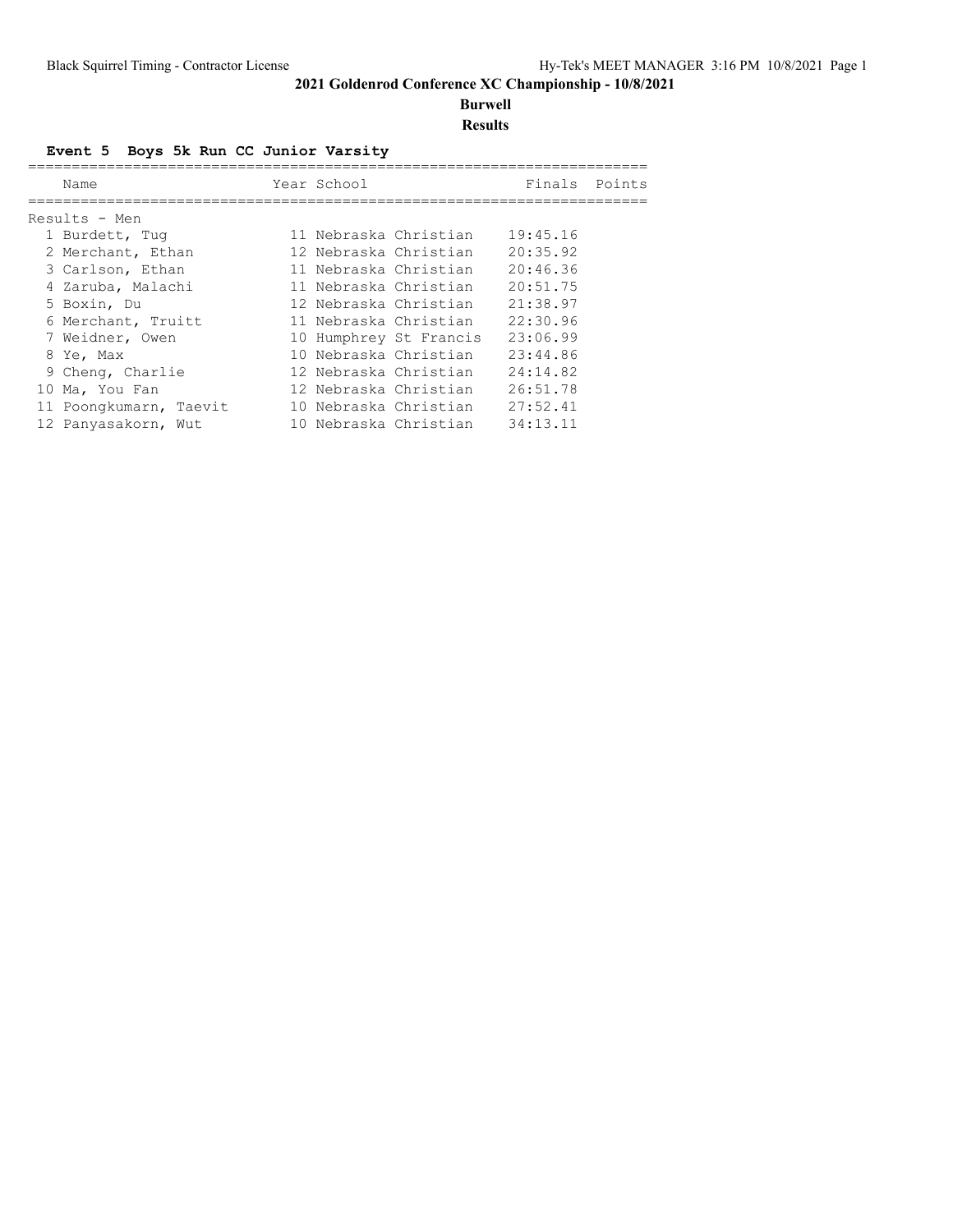## 2021 Goldenrod Conference XC Championship - 10/8/2021

**Burwell**

**Results**

### Event 5 Boys 5k Run CC Junior Varsity

Results - Men

| | Name | Year | School | Finals | Points |
|---|---|---|---|---|---|
| 1 | Burdett, Tug | 11 | Nebraska Christian | 19:45.16 | |
| 2 | Merchant, Ethan | 12 | Nebraska Christian | 20:35.92 | |
| 3 | Carlson, Ethan | 11 | Nebraska Christian | 20:46.36 | |
| 4 | Zaruba, Malachi | 11 | Nebraska Christian | 20:51.75 | |
| 5 | Boxin, Du | 12 | Nebraska Christian | 21:38.97 | |
| 6 | Merchant, Truitt | 11 | Nebraska Christian | 22:30.96 | |
| 7 | Weidner, Owen | 10 | Humphrey St Francis | 23:06.99 | |
| 8 | Ye, Max | 10 | Nebraska Christian | 23:44.86 | |
| 9 | Cheng, Charlie | 12 | Nebraska Christian | 24:14.82 | |
| 10 | Ma, You Fan | 12 | Nebraska Christian | 26:51.78 | |
| 11 | Poongkumarn, Taevit | 10 | Nebraska Christian | 27:52.41 | |
| 12 | Panyasakorn, Wut | 10 | Nebraska Christian | 34:13.11 | |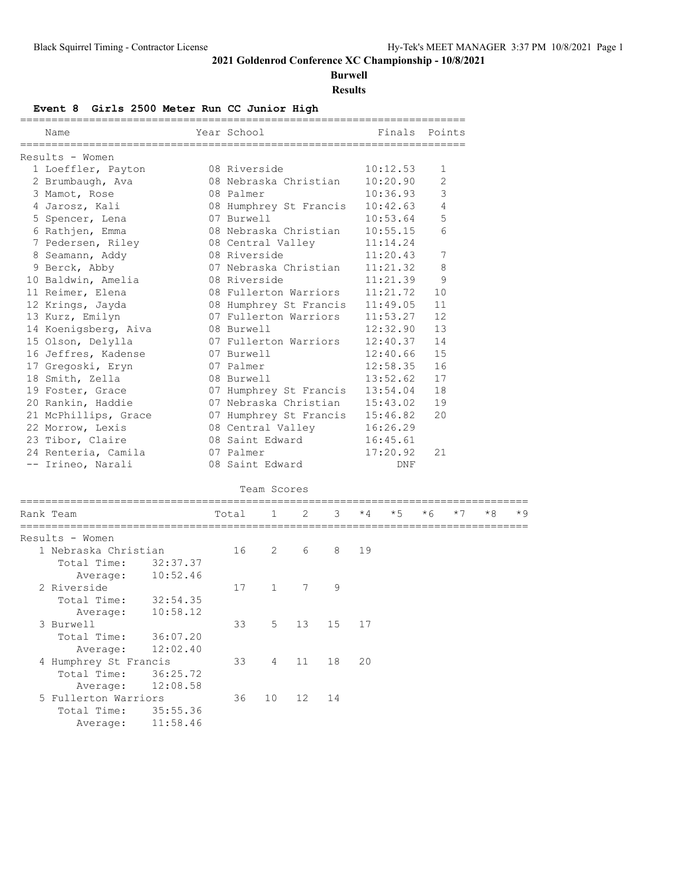# 2021 Goldenrod Conference XC Championship - 10/8/2021

**Burwell**

**Results**

## Event 8 Girls 2500 Meter Run CC Junior High

Results - Women

| Place | Name | Year | School | Finals | Points |
|---|---|---|---|---|---|
| 1 | Loeffler, Payton | 08 | Riverside | 10:12.53 | 1 |
| 2 | Brumbaugh, Ava | 08 | Nebraska Christian | 10:20.90 | 2 |
| 3 | Mamot, Rose | 08 | Palmer | 10:36.93 | 3 |
| 4 | Jarosz, Kali | 08 | Humphrey St Francis | 10:42.63 | 4 |
| 5 | Spencer, Lena | 07 | Burwell | 10:53.64 | 5 |
| 6 | Rathjen, Emma | 08 | Nebraska Christian | 10:55.15 | 6 |
| 7 | Pedersen, Riley | 08 | Central Valley | 11:14.24 | |
| 8 | Seamann, Addy | 08 | Riverside | 11:20.43 | 7 |
| 9 | Berck, Abby | 07 | Nebraska Christian | 11:21.32 | 8 |
| 10 | Baldwin, Amelia | 08 | Riverside | 11:21.39 | 9 |
| 11 | Reimer, Elena | 08 | Fullerton Warriors | 11:21.72 | 10 |
| 12 | Krings, Jayda | 08 | Humphrey St Francis | 11:49.05 | 11 |
| 13 | Kurz, Emilyn | 07 | Fullerton Warriors | 11:53.27 | 12 |
| 14 | Koenigsberg, Aiva | 08 | Burwell | 12:32.90 | 13 |
| 15 | Olson, Delylla | 07 | Fullerton Warriors | 12:40.37 | 14 |
| 16 | Jeffres, Kadense | 07 | Burwell | 12:40.66 | 15 |
| 17 | Gregoski, Eryn | 07 | Palmer | 12:58.35 | 16 |
| 18 | Smith, Zella | 08 | Burwell | 13:52.62 | 17 |
| 19 | Foster, Grace | 07 | Humphrey St Francis | 13:54.04 | 18 |
| 20 | Rankin, Haddie | 07 | Nebraska Christian | 15:43.02 | 19 |
| 21 | McPhillips, Grace | 07 | Humphrey St Francis | 15:46.82 | 20 |
| 22 | Morrow, Lexis | 08 | Central Valley | 16:26.29 | |
| 23 | Tibor, Claire | 08 | Saint Edward | 16:45.61 | |
| 24 | Renteria, Camila | 07 | Palmer | 17:20.92 | 21 |
| -- | Irineo, Narali | 08 | Saint Edward | DNF | |

### Team Scores

Results - Women

| Rank | Team | Total | 1 | 2 | 3 | *4 | *5 | *6 | *7 | *8 | *9 |
|---|---|---|---|---|---|---|---|---|---|---|---|
| 1 | Nebraska Christian | 16 | 2 | 6 | 8 | 19 | | | | | |
| | Total Time: 32:37.37 | | | | | | | | | | |
| | Average: 10:52.46 | | | | | | | | | | |
| 2 | Riverside | 17 | 1 | 7 | 9 | | | | | | |
| | Total Time: 32:54.35 | | | | | | | | | | |
| | Average: 10:58.12 | | | | | | | | | | |
| 3 | Burwell | 33 | 5 | 13 | 15 | 17 | | | | | |
| | Total Time: 36:07.20 | | | | | | | | | | |
| | Average: 12:02.40 | | | | | | | | | | |
| 4 | Humphrey St Francis | 33 | 4 | 11 | 18 | 20 | | | | | |
| | Total Time: 36:25.72 | | | | | | | | | | |
| | Average: 12:08.58 | | | | | | | | | | |
| 5 | Fullerton Warriors | 36 | 10 | 12 | 14 | | | | | | |
| | Total Time: 35:55.36 | | | | | | | | | | |
| | Average: 11:58.46 | | | | | | | | | | |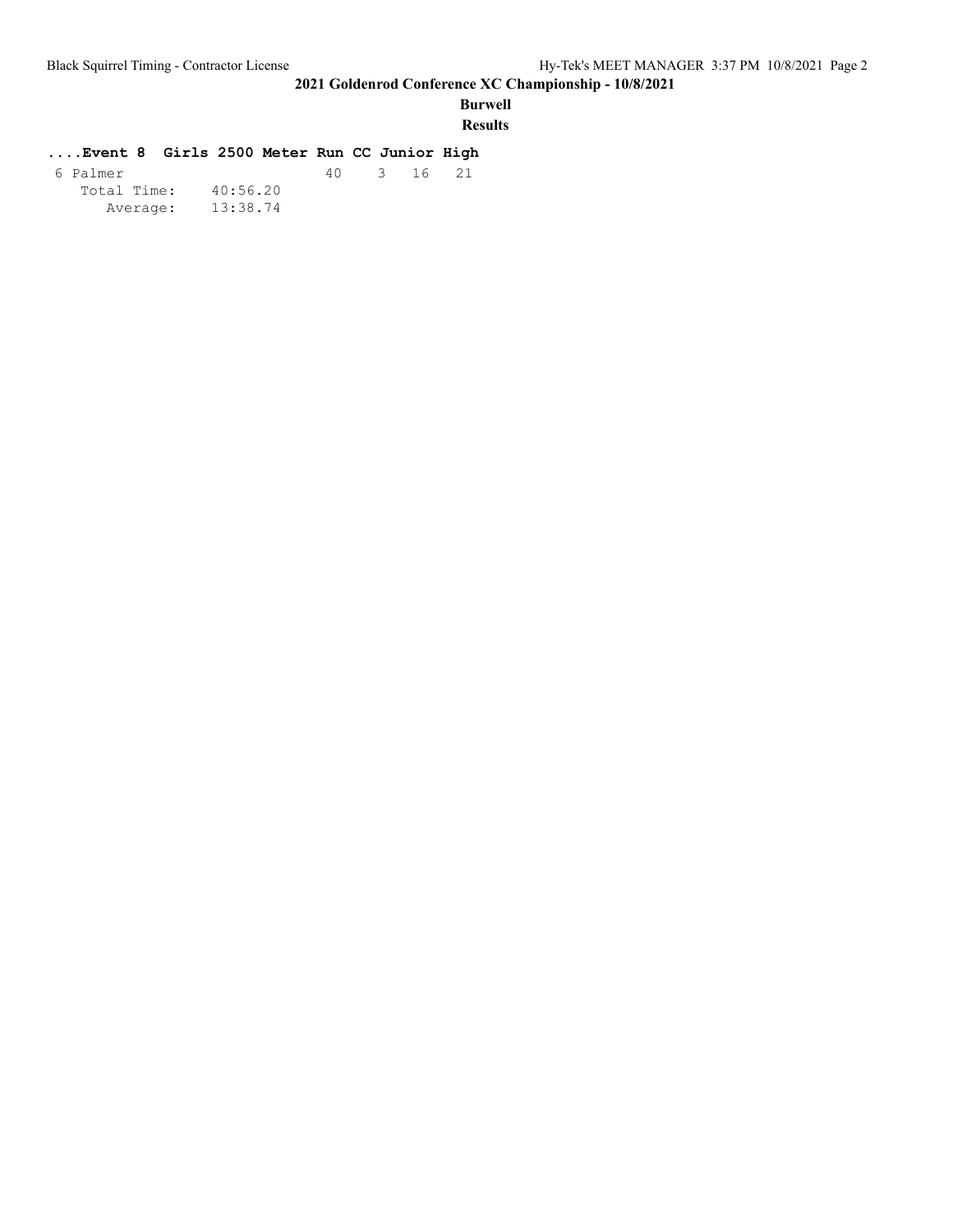## 2021 Goldenrod Conference XC Championship - 10/8/2021

**Burwell**

**Results**

### ....Event 8 Girls 2500 Meter Run CC Junior High

```
 6 Palmer                     40    3  16  21
    Total Time:    40:56.20
       Average:    13:38.74
```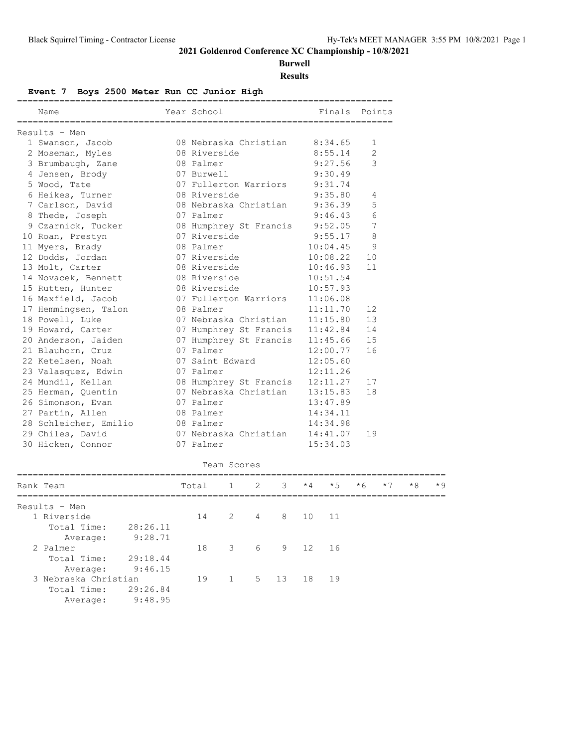# 2021 Goldenrod Conference XC Championship - 10/8/2021

**Burwell**

**Results**

### Event 7 Boys 2500 Meter Run CC Junior High

**Results - Men**

| | Name | Year | School | Finals | Points |
|---|---|---|---|---|---|
| 1 | Swanson, Jacob | 08 | Nebraska Christian | 8:34.65 | 1 |
| 2 | Moseman, Myles | 08 | Riverside | 8:55.14 | 2 |
| 3 | Brumbaugh, Zane | 08 | Palmer | 9:27.56 | 3 |
| 4 | Jensen, Brody | 07 | Burwell | 9:30.49 | |
| 5 | Wood, Tate | 07 | Fullerton Warriors | 9:31.74 | |
| 6 | Heikes, Turner | 08 | Riverside | 9:35.80 | 4 |
| 7 | Carlson, David | 08 | Nebraska Christian | 9:36.39 | 5 |
| 8 | Thede, Joseph | 07 | Palmer | 9:46.43 | 6 |
| 9 | Czarnick, Tucker | 08 | Humphrey St Francis | 9:52.05 | 7 |
| 10 | Roan, Prestyn | 07 | Riverside | 9:55.17 | 8 |
| 11 | Myers, Brady | 08 | Palmer | 10:04.45 | 9 |
| 12 | Dodds, Jordan | 07 | Riverside | 10:08.22 | 10 |
| 13 | Molt, Carter | 08 | Riverside | 10:46.93 | 11 |
| 14 | Novacek, Bennett | 08 | Riverside | 10:51.54 | |
| 15 | Rutten, Hunter | 08 | Riverside | 10:57.93 | |
| 16 | Maxfield, Jacob | 07 | Fullerton Warriors | 11:06.08 | |
| 17 | Hemmingsen, Talon | 08 | Palmer | 11:11.70 | 12 |
| 18 | Powell, Luke | 07 | Nebraska Christian | 11:15.80 | 13 |
| 19 | Howard, Carter | 07 | Humphrey St Francis | 11:42.84 | 14 |
| 20 | Anderson, Jaiden | 07 | Humphrey St Francis | 11:45.66 | 15 |
| 21 | Blauhorn, Cruz | 07 | Palmer | 12:00.77 | 16 |
| 22 | Ketelsen, Noah | 07 | Saint Edward | 12:05.60 | |
| 23 | Valasquez, Edwin | 07 | Palmer | 12:11.26 | |
| 24 | Mundil, Kellan | 08 | Humphrey St Francis | 12:11.27 | 17 |
| 25 | Herman, Quentin | 07 | Nebraska Christian | 13:15.83 | 18 |
| 26 | Simonson, Evan | 07 | Palmer | 13:47.89 | |
| 27 | Partin, Allen | 08 | Palmer | 14:34.11 | |
| 28 | Schleicher, Emilio | 08 | Palmer | 14:34.98 | |
| 29 | Chiles, David | 07 | Nebraska Christian | 14:41.07 | 19 |
| 30 | Hicken, Connor | 07 | Palmer | 15:34.03 | |

**Team Scores**

**Results - Men**

| Rank | Team | Total | 1 | 2 | 3 | *4 | *5 | *6 | *7 | *8 | *9 |
|---|---|---|---|---|---|---|---|---|---|---|---|
| 1 | Riverside | 14 | 2 | 4 | 8 | 10 | 11 | | | | |
| | Total Time: 28:26.11 | | | | | | | | | | |
| | Average: 9:28.71 | | | | | | | | | | |
| 2 | Palmer | 18 | 3 | 6 | 9 | 12 | 16 | | | | |
| | Total Time: 29:18.44 | | | | | | | | | | |
| | Average: 9:46.15 | | | | | | | | | | |
| 3 | Nebraska Christian | 19 | 1 | 5 | 13 | 18 | 19 | | | | |
| | Total Time: 29:26.84 | | | | | | | | | | |
| | Average: 9:48.95 | | | | | | | | | | |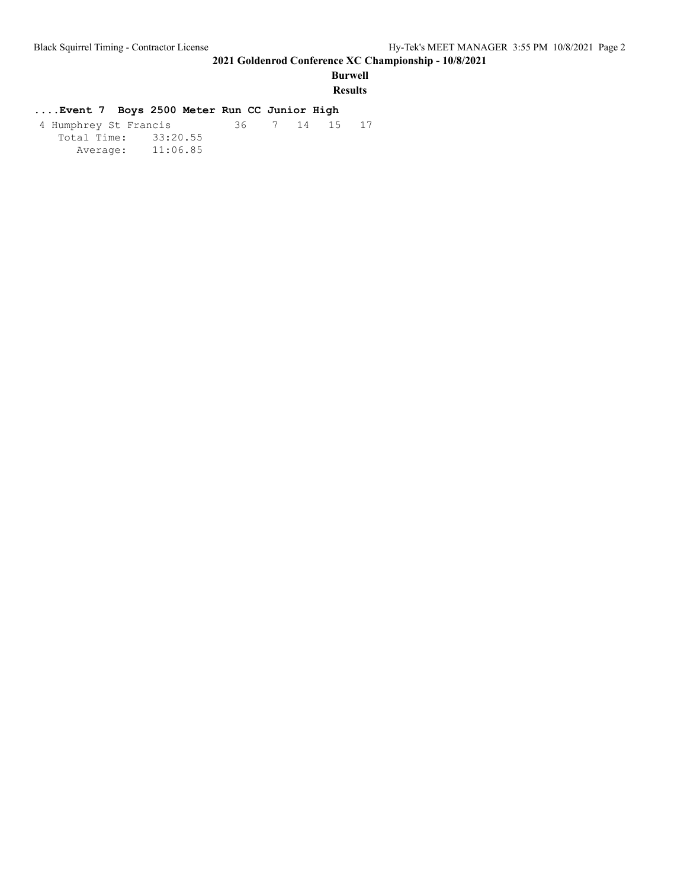**....Event 7  Boys 2500 Meter Run CC Junior High**

```
 4 Humphrey St Francis          36    7   14   15   17
    Total Time:    33:20.55
       Average:    11:06.85
```